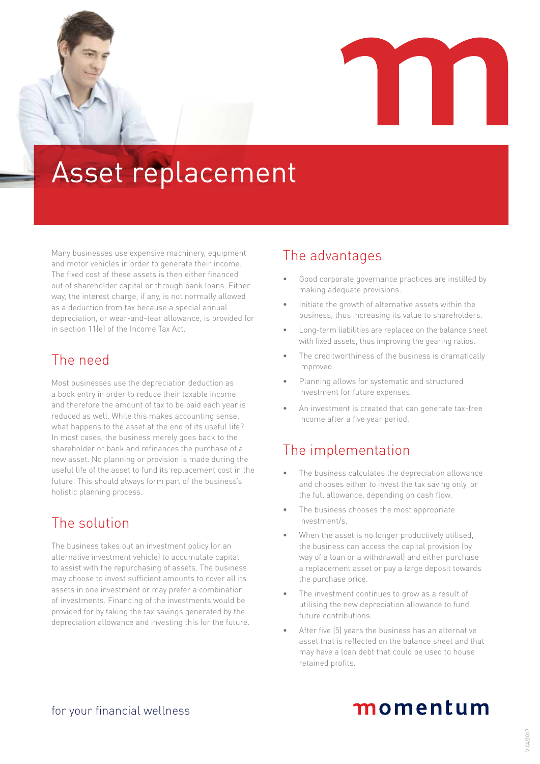# Asset replacement

Many businesses use expensive machinery, equipment and motor vehicles in order to generate their income. The fixed cost of these assets is then either financed out of shareholder capital or through bank loans. Either way, the interest charge, if any, is not normally allowed as a deduction from tax because a special annual depreciation, or wear-and-tear allowance, is provided for in section 11(e) of the Income Tax Act.

## The need

Most businesses use the depreciation deduction as a book entry in order to reduce their taxable income and therefore the amount of tax to be paid each year is reduced as well. While this makes accounting sense, what happens to the asset at the end of its useful life? In most cases, the business merely goes back to the shareholder or bank and refinances the purchase of a new asset. No planning or provision is made during the useful life of the asset to fund its replacement cost in the future. This should always form part of the business's holistic planning process.

## The solution

The business takes out an investment policy (or an alternative investment vehicle) to accumulate capital to assist with the repurchasing of assets. The business may choose to invest sufficient amounts to cover all its assets in one investment or may prefer a combination of investments. Financing of the investments would be provided for by taking the tax savings generated by the depreciation allowance and investing this for the future.

## The advantages

- Good corporate governance practices are instilled by making adequate provisions.
- Initiate the growth of alternative assets within the business, thus increasing its value to shareholders.
- Long-term liabilities are replaced on the balance sheet with fixed assets, thus improving the gearing ratios.
- The creditworthiness of the business is dramatically improved.
- Planning allows for systematic and structured investment for future expenses.
- An investment is created that can generate tax-free income after a five year period.

## The implementation

- The business calculates the depreciation allowance and chooses either to invest the tax saving only, or the full allowance, depending on cash flow.
- The business chooses the most appropriate investment/s.
- When the asset is no longer productively utilised, the business can access the capital provision (by way of a loan or a withdrawal) and either purchase a replacement asset or pay a large deposit towards the purchase price.
- The investment continues to grow as a result of utilising the new depreciation allowance to fund future contributions.
- After five (5) years the business has an alternative asset that is reflected on the balance sheet and that may have a loan debt that could be used to house retained profits.

for your financial wellness

momentum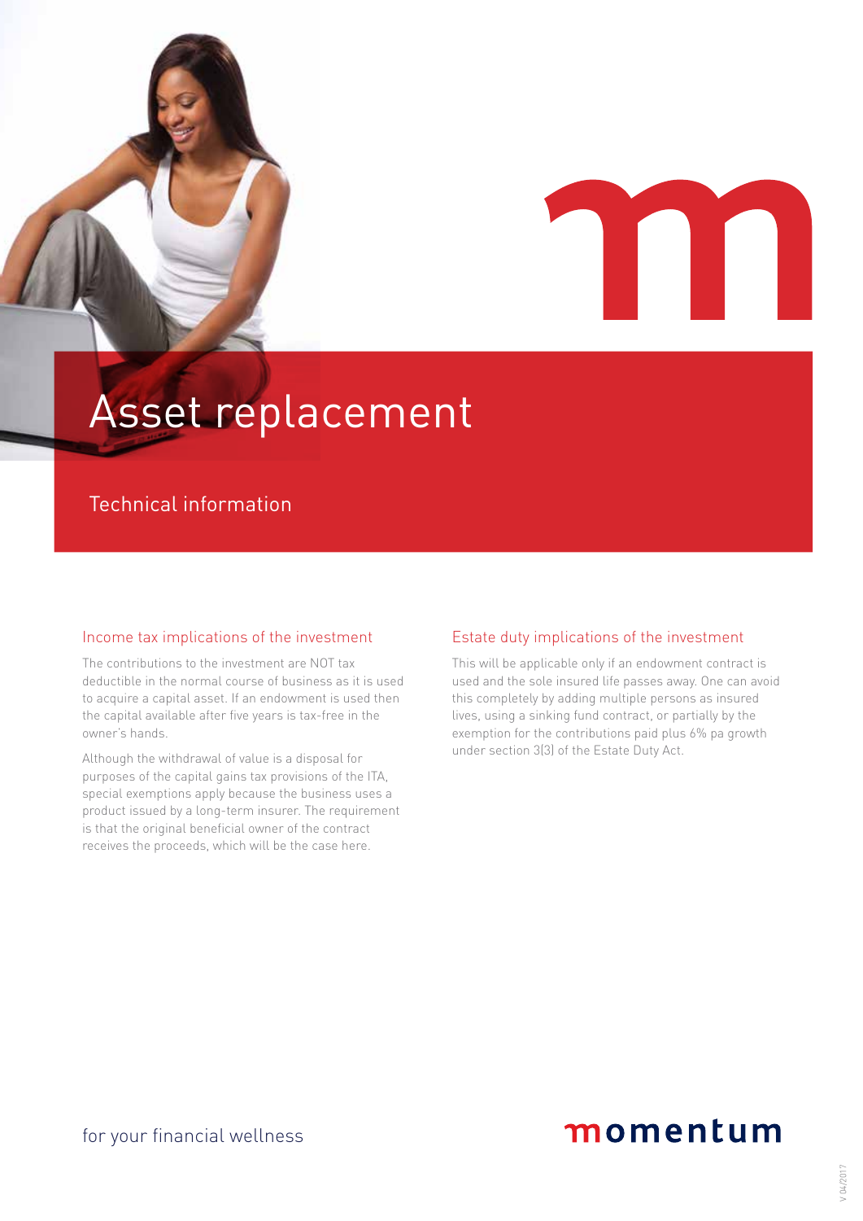# Asset replacement

## Technical information

### Income tax implications of the investment

The contributions to the investment are NOT tax deductible in the normal course of business as it is used to acquire a capital asset. If an endowment is used then the capital available after five years is tax-free in the owner's hands.

Although the withdrawal of value is a disposal for purposes of the capital gains tax provisions of the ITA, special exemptions apply because the business uses a product issued by a long-term insurer. The requirement is that the original beneficial owner of the contract receives the proceeds, which will be the case here.

### Estate duty implications of the investment

This will be applicable only if an endowment contract is used and the sole insured life passes away. One can avoid this completely by adding multiple persons as insured lives, using a sinking fund contract, or partially by the exemption for the contributions paid plus 6% pa growth under section 3(3) of the Estate Duty Act.

for your financial wellness

momentum

V 04/2017